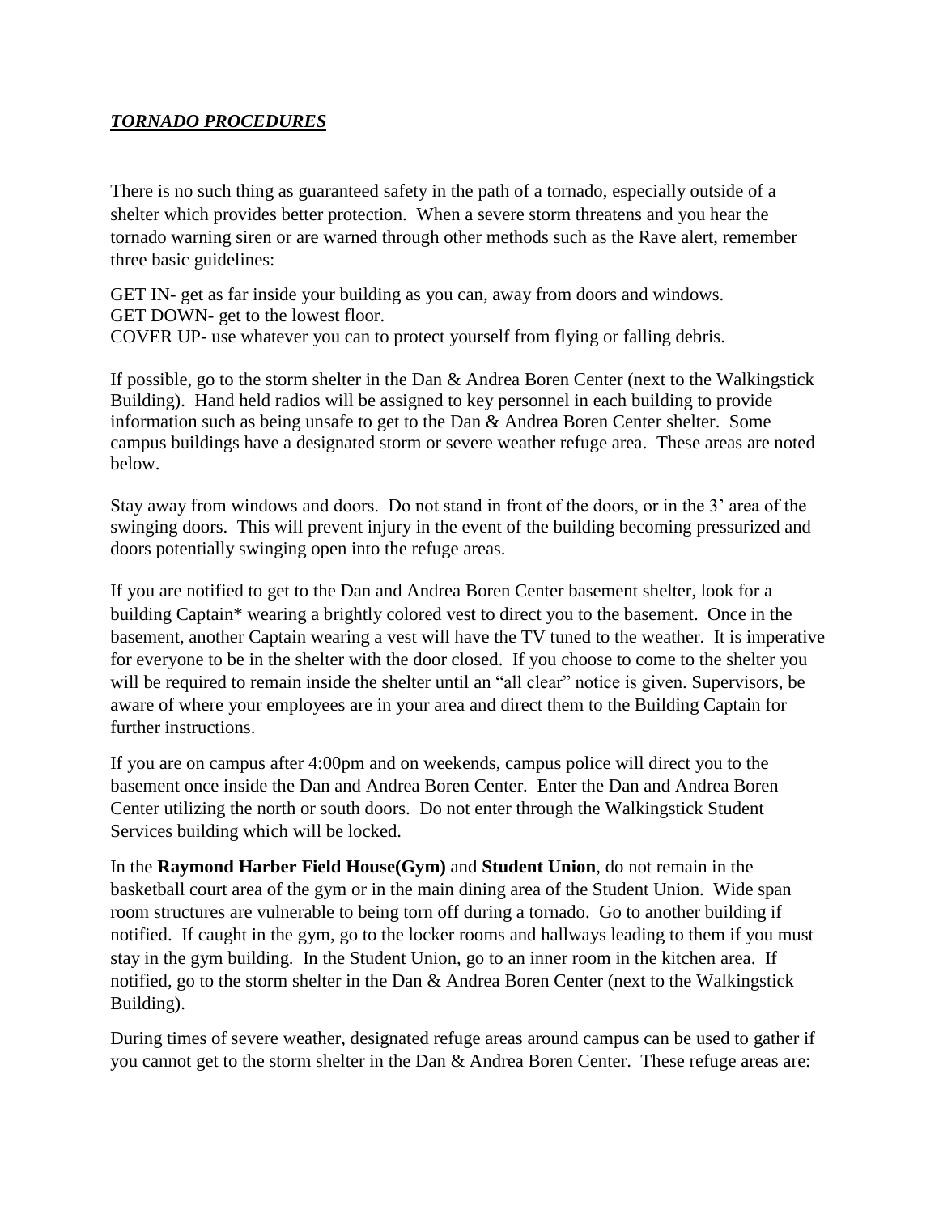***TORNADO PROCEDURES***

There is no such thing as guaranteed safety in the path of a tornado, especially outside of a shelter which provides better protection. When a severe storm threatens and you hear the tornado warning siren or are warned through other methods such as the Rave alert, remember three basic guidelines:

GET IN- get as far inside your building as you can, away from doors and windows.
GET DOWN- get to the lowest floor.
COVER UP- use whatever you can to protect yourself from flying or falling debris.

If possible, go to the storm shelter in the Dan & Andrea Boren Center (next to the Walkingstick Building). Hand held radios will be assigned to key personnel in each building to provide information such as being unsafe to get to the Dan & Andrea Boren Center shelter. Some campus buildings have a designated storm or severe weather refuge area. These areas are noted below.

Stay away from windows and doors. Do not stand in front of the doors, or in the 3' area of the swinging doors. This will prevent injury in the event of the building becoming pressurized and doors potentially swinging open into the refuge areas.

If you are notified to get to the Dan and Andrea Boren Center basement shelter, look for a building Captain* wearing a brightly colored vest to direct you to the basement. Once in the basement, another Captain wearing a vest will have the TV tuned to the weather. It is imperative for everyone to be in the shelter with the door closed. If you choose to come to the shelter you will be required to remain inside the shelter until an "all clear" notice is given. Supervisors, be aware of where your employees are in your area and direct them to the Building Captain for further instructions.

If you are on campus after 4:00pm and on weekends, campus police will direct you to the basement once inside the Dan and Andrea Boren Center. Enter the Dan and Andrea Boren Center utilizing the north or south doors. Do not enter through the Walkingstick Student Services building which will be locked.

In the **Raymond Harber Field House(Gym)** and **Student Union**, do not remain in the basketball court area of the gym or in the main dining area of the Student Union. Wide span room structures are vulnerable to being torn off during a tornado. Go to another building if notified. If caught in the gym, go to the locker rooms and hallways leading to them if you must stay in the gym building. In the Student Union, go to an inner room in the kitchen area. If notified, go to the storm shelter in the Dan & Andrea Boren Center (next to the Walkingstick Building).

During times of severe weather, designated refuge areas around campus can be used to gather if you cannot get to the storm shelter in the Dan & Andrea Boren Center. These refuge areas are: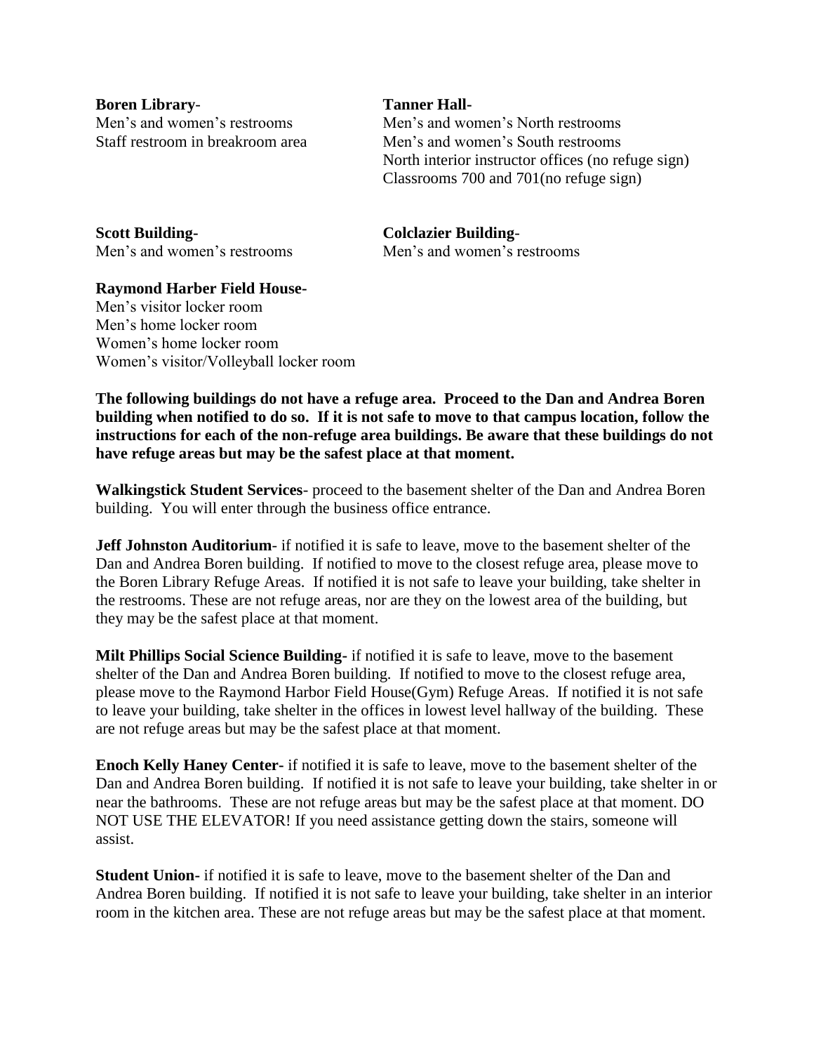**Boren Library**-
Men's and women's restrooms
Staff restroom in breakroom area

**Tanner Hall-**
Men's and women's North restrooms
Men's and women's South restrooms
North interior instructor offices (no refuge sign)
Classrooms 700 and 701(no refuge sign)

**Scott Building-**
Men's and women's restrooms

**Colclazier Building**-
Men's and women's restrooms

**Raymond Harber Field House-**
Men's visitor locker room
Men's home locker room
Women's home locker room
Women's visitor/Volleyball locker room

**The following buildings do not have a refuge area. Proceed to the Dan and Andrea Boren building when notified to do so. If it is not safe to move to that campus location, follow the instructions for each of the non-refuge area buildings. Be aware that these buildings do not have refuge areas but may be the safest place at that moment.**

**Walkingstick Student Services**- proceed to the basement shelter of the Dan and Andrea Boren building. You will enter through the business office entrance.

**Jeff Johnston Auditorium**- if notified it is safe to leave, move to the basement shelter of the Dan and Andrea Boren building. If notified to move to the closest refuge area, please move to the Boren Library Refuge Areas. If notified it is not safe to leave your building, take shelter in the restrooms. These are not refuge areas, nor are they on the lowest area of the building, but they may be the safest place at that moment.

**Milt Phillips Social Science Building-** if notified it is safe to leave, move to the basement shelter of the Dan and Andrea Boren building. If notified to move to the closest refuge area, please move to the Raymond Harbor Field House(Gym) Refuge Areas. If notified it is not safe to leave your building, take shelter in the offices in lowest level hallway of the building. These are not refuge areas but may be the safest place at that moment.

**Enoch Kelly Haney Center-** if notified it is safe to leave, move to the basement shelter of the Dan and Andrea Boren building. If notified it is not safe to leave your building, take shelter in or near the bathrooms. These are not refuge areas but may be the safest place at that moment. DO NOT USE THE ELEVATOR! If you need assistance getting down the stairs, someone will assist.

**Student Union-** if notified it is safe to leave, move to the basement shelter of the Dan and Andrea Boren building. If notified it is not safe to leave your building, take shelter in an interior room in the kitchen area. These are not refuge areas but may be the safest place at that moment.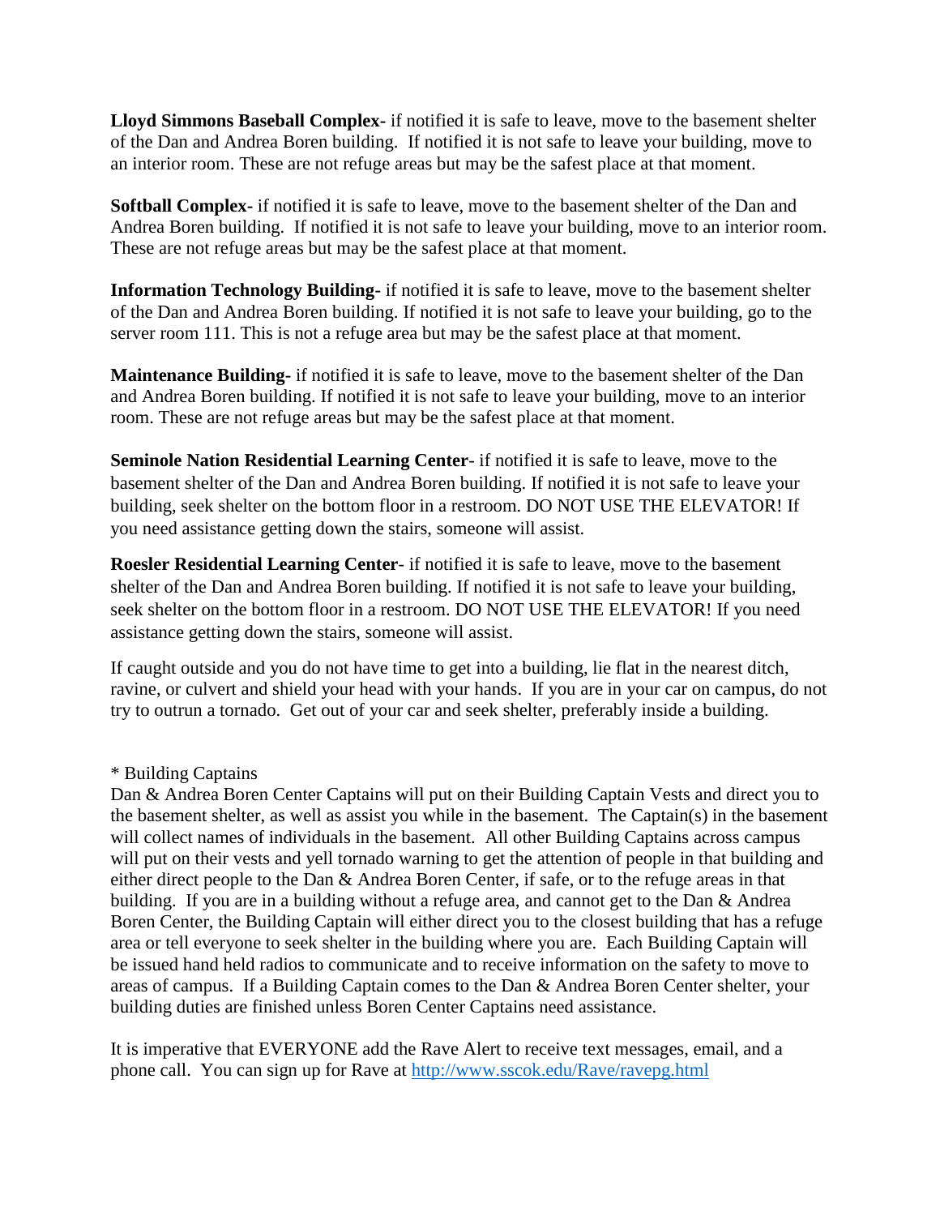**Lloyd Simmons Baseball Complex-** if notified it is safe to leave, move to the basement shelter of the Dan and Andrea Boren building. If notified it is not safe to leave your building, move to an interior room. These are not refuge areas but may be the safest place at that moment.

**Softball Complex-** if notified it is safe to leave, move to the basement shelter of the Dan and Andrea Boren building. If notified it is not safe to leave your building, move to an interior room. These are not refuge areas but may be the safest place at that moment.

**Information Technology Building-** if notified it is safe to leave, move to the basement shelter of the Dan and Andrea Boren building. If notified it is not safe to leave your building, go to the server room 111. This is not a refuge area but may be the safest place at that moment.

**Maintenance Building-** if notified it is safe to leave, move to the basement shelter of the Dan and Andrea Boren building. If notified it is not safe to leave your building, move to an interior room. These are not refuge areas but may be the safest place at that moment.

**Seminole Nation Residential Learning Center**- if notified it is safe to leave, move to the basement shelter of the Dan and Andrea Boren building. If notified it is not safe to leave your building, seek shelter on the bottom floor in a restroom. DO NOT USE THE ELEVATOR! If you need assistance getting down the stairs, someone will assist.

**Roesler Residential Learning Center**- if notified it is safe to leave, move to the basement shelter of the Dan and Andrea Boren building. If notified it is not safe to leave your building, seek shelter on the bottom floor in a restroom. DO NOT USE THE ELEVATOR! If you need assistance getting down the stairs, someone will assist.

If caught outside and you do not have time to get into a building, lie flat in the nearest ditch, ravine, or culvert and shield your head with your hands. If you are in your car on campus, do not try to outrun a tornado. Get out of your car and seek shelter, preferably inside a building.

\* Building Captains
Dan & Andrea Boren Center Captains will put on their Building Captain Vests and direct you to the basement shelter, as well as assist you while in the basement. The Captain(s) in the basement will collect names of individuals in the basement. All other Building Captains across campus will put on their vests and yell tornado warning to get the attention of people in that building and either direct people to the Dan & Andrea Boren Center, if safe, or to the refuge areas in that building. If you are in a building without a refuge area, and cannot get to the Dan & Andrea Boren Center, the Building Captain will either direct you to the closest building that has a refuge area or tell everyone to seek shelter in the building where you are. Each Building Captain will be issued hand held radios to communicate and to receive information on the safety to move to areas of campus. If a Building Captain comes to the Dan & Andrea Boren Center shelter, your building duties are finished unless Boren Center Captains need assistance.

It is imperative that EVERYONE add the Rave Alert to receive text messages, email, and a phone call. You can sign up for Rave at http://www.sscok.edu/Rave/ravepg.html